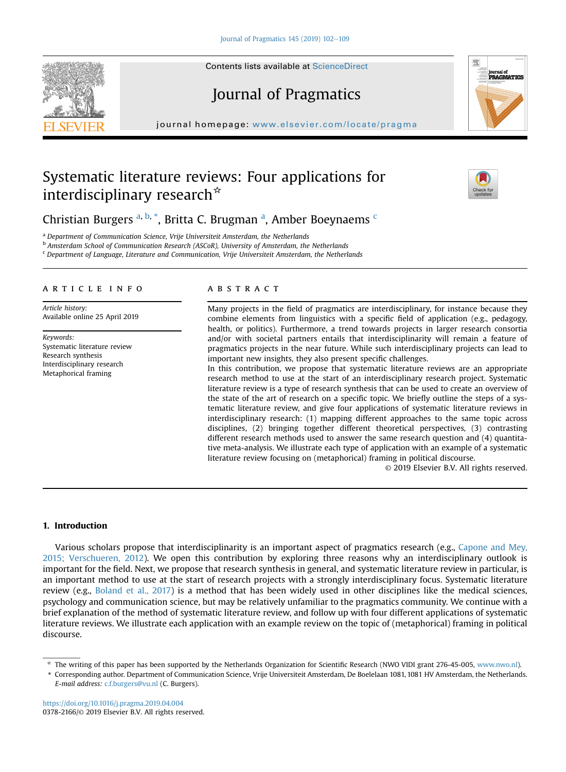# Systematic literature reviews: Four applications for interdisciplinary research[☆]

Christian Burgers [a, b, *], Britta C. Brugman [a], Amber Boeynaems [c]

[a] *Department of Communication Science, Vrije Universiteit Amsterdam, the Netherlands*
[b] *Amsterdam School of Communication Research (ASCoR), University of Amsterdam, the Netherlands*
[c] *Department of Language, Literature and Communication, Vrije Universiteit Amsterdam, the Netherlands*

## ARTICLE INFO

*Article history:*
Available online 25 April 2019

*Keywords:*
Systematic literature review
Research synthesis
Interdisciplinary research
Metaphorical framing

## ABSTRACT

Many projects in the field of pragmatics are interdisciplinary, for instance because they combine elements from linguistics with a specific field of application (e.g., pedagogy, health, or politics). Furthermore, a trend towards projects in larger research consortia and/or with societal partners entails that interdisciplinarity will remain a feature of pragmatics projects in the near future. While such interdisciplinary projects can lead to important new insights, they also present specific challenges.

In this contribution, we propose that systematic literature reviews are an appropriate research method to use at the start of an interdisciplinary research project. Systematic literature review is a type of research synthesis that can be used to create an overview of the state of the art of research on a specific topic. We briefly outline the steps of a systematic literature review, and give four applications of systematic literature reviews in interdisciplinary research: (1) mapping different approaches to the same topic across disciplines, (2) bringing together different theoretical perspectives, (3) contrasting different research methods used to answer the same research question and (4) quantitative meta-analysis. We illustrate each type of application with an example of a systematic literature review focusing on (metaphorical) framing in political discourse.

© 2019 Elsevier B.V. All rights reserved.

## 1. Introduction

Various scholars propose that interdisciplinarity is an important aspect of pragmatics research (e.g., Capone and Mey, 2015; Verschueren, 2012). We open this contribution by exploring three reasons why an interdisciplinary outlook is important for the field. Next, we propose that research synthesis in general, and systematic literature review in particular, is an important method to use at the start of research projects with a strongly interdisciplinary focus. Systematic literature review (e.g., Boland et al., 2017) is a method that has been widely used in other disciplines like the medical sciences, psychology and communication science, but may be relatively unfamiliar to the pragmatics community. We continue with a brief explanation of the method of systematic literature review, and follow up with four different applications of systematic literature reviews. We illustrate each application with an example review on the topic of (metaphorical) framing in political discourse.

---

☆ The writing of this paper has been supported by the Netherlands Organization for Scientific Research (NWO VIDI grant 276-45-005, www.nwo.nl).

\* Corresponding author. Department of Communication Science, Vrije Universiteit Amsterdam, De Boelelaan 1081, 1081 HV Amsterdam, the Netherlands.
*E-mail address:* c.f.burgers@vu.nl (C. Burgers).

https://doi.org/10.1016/j.pragma.2019.04.004
0378-2166/© 2019 Elsevier B.V. All rights reserved.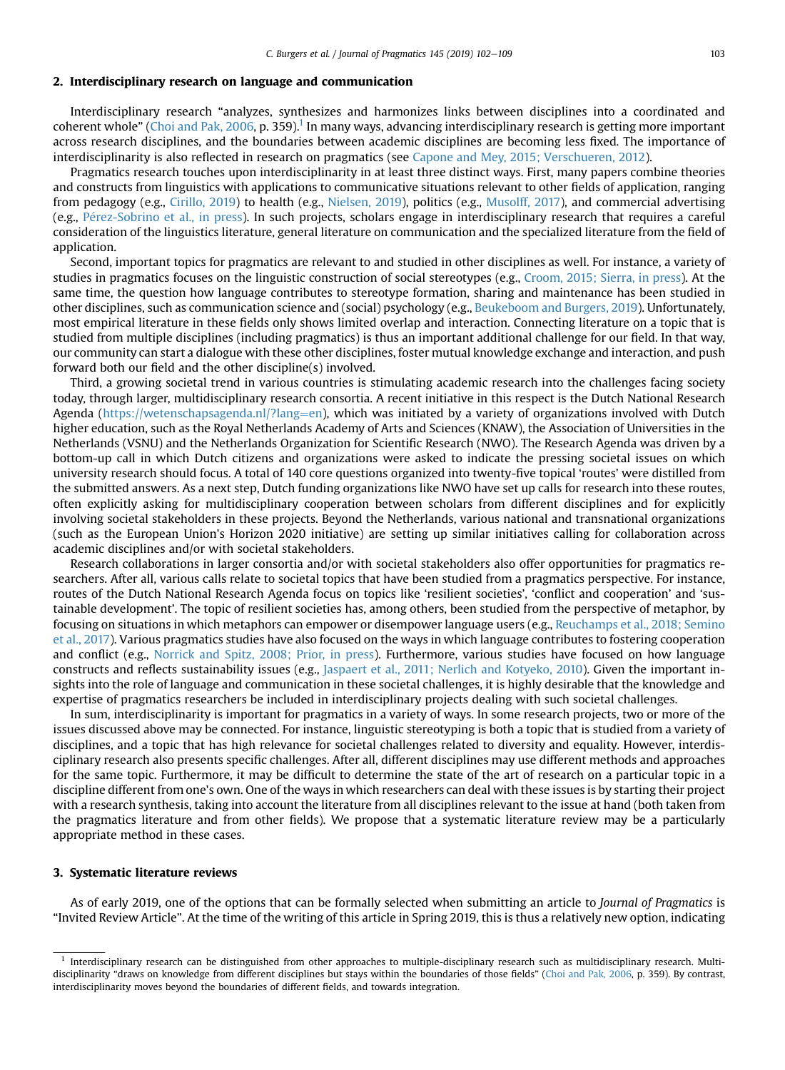## 2. Interdisciplinary research on language and communication

Interdisciplinary research "analyzes, synthesizes and harmonizes links between disciplines into a coordinated and coherent whole" (Choi and Pak, 2006, p. 359).[1] In many ways, advancing interdisciplinary research is getting more important across research disciplines, and the boundaries between academic disciplines are becoming less fixed. The importance of interdisciplinarity is also reflected in research on pragmatics (see Capone and Mey, 2015; Verschueren, 2012).

Pragmatics research touches upon interdisciplinarity in at least three distinct ways. First, many papers combine theories and constructs from linguistics with applications to communicative situations relevant to other fields of application, ranging from pedagogy (e.g., Cirillo, 2019) to health (e.g., Nielsen, 2019), politics (e.g., Musolff, 2017), and commercial advertising (e.g., Pérez-Sobrino et al., in press). In such projects, scholars engage in interdisciplinary research that requires a careful consideration of the linguistics literature, general literature on communication and the specialized literature from the field of application.

Second, important topics for pragmatics are relevant to and studied in other disciplines as well. For instance, a variety of studies in pragmatics focuses on the linguistic construction of social stereotypes (e.g., Croom, 2015; Sierra, in press). At the same time, the question how language contributes to stereotype formation, sharing and maintenance has been studied in other disciplines, such as communication science and (social) psychology (e.g., Beukeboom and Burgers, 2019). Unfortunately, most empirical literature in these fields only shows limited overlap and interaction. Connecting literature on a topic that is studied from multiple disciplines (including pragmatics) is thus an important additional challenge for our field. In that way, our community can start a dialogue with these other disciplines, foster mutual knowledge exchange and interaction, and push forward both our field and the other discipline(s) involved.

Third, a growing societal trend in various countries is stimulating academic research into the challenges facing society today, through larger, multidisciplinary research consortia. A recent initiative in this respect is the Dutch National Research Agenda (https://wetenschapsagenda.nl/?lang=en), which was initiated by a variety of organizations involved with Dutch higher education, such as the Royal Netherlands Academy of Arts and Sciences (KNAW), the Association of Universities in the Netherlands (VSNU) and the Netherlands Organization for Scientific Research (NWO). The Research Agenda was driven by a bottom-up call in which Dutch citizens and organizations were asked to indicate the pressing societal issues on which university research should focus. A total of 140 core questions organized into twenty-five topical 'routes' were distilled from the submitted answers. As a next step, Dutch funding organizations like NWO have set up calls for research into these routes, often explicitly asking for multidisciplinary cooperation between scholars from different disciplines and for explicitly involving societal stakeholders in these projects. Beyond the Netherlands, various national and transnational organizations (such as the European Union's Horizon 2020 initiative) are setting up similar initiatives calling for collaboration across academic disciplines and/or with societal stakeholders.

Research collaborations in larger consortia and/or with societal stakeholders also offer opportunities for pragmatics researchers. After all, various calls relate to societal topics that have been studied from a pragmatics perspective. For instance, routes of the Dutch National Research Agenda focus on topics like 'resilient societies', 'conflict and cooperation' and 'sustainable development'. The topic of resilient societies has, among others, been studied from the perspective of metaphor, by focusing on situations in which metaphors can empower or disempower language users (e.g., Reuchamps et al., 2018; Semino et al., 2017). Various pragmatics studies have also focused on the ways in which language contributes to fostering cooperation and conflict (e.g., Norrick and Spitz, 2008; Prior, in press). Furthermore, various studies have focused on how language constructs and reflects sustainability issues (e.g., Jaspaert et al., 2011; Nerlich and Kotyeko, 2010). Given the important insights into the role of language and communication in these societal challenges, it is highly desirable that the knowledge and expertise of pragmatics researchers be included in interdisciplinary projects dealing with such societal challenges.

In sum, interdisciplinarity is important for pragmatics in a variety of ways. In some research projects, two or more of the issues discussed above may be connected. For instance, linguistic stereotyping is both a topic that is studied from a variety of disciplines, and a topic that has high relevance for societal challenges related to diversity and equality. However, interdisciplinary research also presents specific challenges. After all, different disciplines may use different methods and approaches for the same topic. Furthermore, it may be difficult to determine the state of the art of research on a particular topic in a discipline different from one's own. One of the ways in which researchers can deal with these issues is by starting their project with a research synthesis, taking into account the literature from all disciplines relevant to the issue at hand (both taken from the pragmatics literature and from other fields). We propose that a systematic literature review may be a particularly appropriate method in these cases.

## 3. Systematic literature reviews

As of early 2019, one of the options that can be formally selected when submitting an article to *Journal of Pragmatics* is "Invited Review Article". At the time of the writing of this article in Spring 2019, this is thus a relatively new option, indicating

[1] Interdisciplinary research can be distinguished from other approaches to multiple-disciplinary research such as multidisciplinary research. Multidisciplinarity "draws on knowledge from different disciplines but stays within the boundaries of those fields" (Choi and Pak, 2006, p. 359). By contrast, interdisciplinarity moves beyond the boundaries of different fields, and towards integration.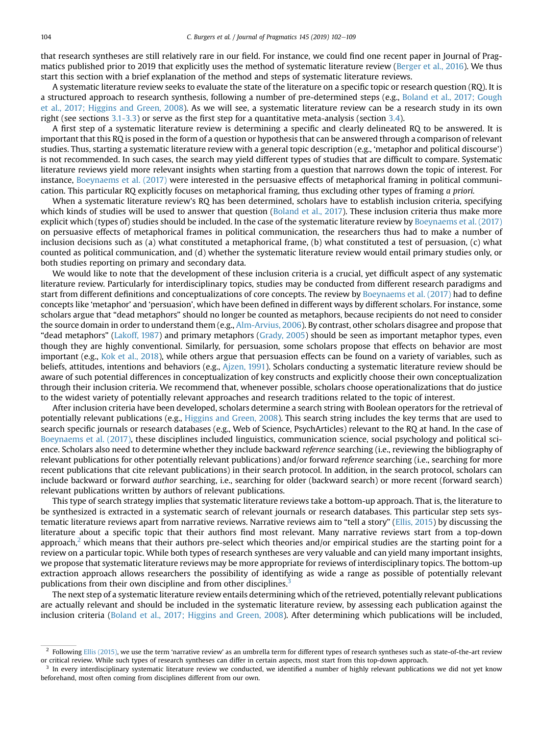that research syntheses are still relatively rare in our field. For instance, we could find one recent paper in Journal of Pragmatics published prior to 2019 that explicitly uses the method of systematic literature review (Berger et al., 2016). We thus start this section with a brief explanation of the method and steps of systematic literature reviews.

A systematic literature review seeks to evaluate the state of the literature on a specific topic or research question (RQ). It is a structured approach to research synthesis, following a number of pre-determined steps (e.g., Boland et al., 2017; Gough et al., 2017; Higgins and Green, 2008). As we will see, a systematic literature review can be a research study in its own right (see sections 3.1-3.3) or serve as the first step for a quantitative meta-analysis (section 3.4).

A first step of a systematic literature review is determining a specific and clearly delineated RQ to be answered. It is important that this RQ is posed in the form of a question or hypothesis that can be answered through a comparison of relevant studies. Thus, starting a systematic literature review with a general topic description (e.g., 'metaphor and political discourse') is not recommended. In such cases, the search may yield different types of studies that are difficult to compare. Systematic literature reviews yield more relevant insights when starting from a question that narrows down the topic of interest. For instance, Boeynaems et al. (2017) were interested in the persuasive effects of metaphorical framing in political communication. This particular RQ explicitly focuses on metaphorical framing, thus excluding other types of framing *a priori.*

When a systematic literature review's RQ has been determined, scholars have to establish inclusion criteria, specifying which kinds of studies will be used to answer that question (Boland et al., 2017). These inclusion criteria thus make more explicit which (types of) studies should be included. In the case of the systematic literature review by Boeynaems et al. (2017) on persuasive effects of metaphorical frames in political communication, the researchers thus had to make a number of inclusion decisions such as (a) what constituted a metaphorical frame, (b) what constituted a test of persuasion, (c) what counted as political communication, and (d) whether the systematic literature review would entail primary studies only, or both studies reporting on primary and secondary data.

We would like to note that the development of these inclusion criteria is a crucial, yet difficult aspect of any systematic literature review. Particularly for interdisciplinary topics, studies may be conducted from different research paradigms and start from different definitions and conceptualizations of core concepts. The review by Boeynaems et al. (2017) had to define concepts like 'metaphor' and 'persuasion', which have been defined in different ways by different scholars. For instance, some scholars argue that "dead metaphors" should no longer be counted as metaphors, because recipients do not need to consider the source domain in order to understand them (e.g., Alm-Arvius, 2006). By contrast, other scholars disagree and propose that "dead metaphors" (Lakoff, 1987) and primary metaphors (Grady, 2005) should be seen as important metaphor types, even though they are highly conventional. Similarly, for persuasion, some scholars propose that effects on behavior are most important (e.g., Kok et al., 2018), while others argue that persuasion effects can be found on a variety of variables, such as beliefs, attitudes, intentions and behaviors (e.g., Ajzen, 1991). Scholars conducting a systematic literature review should be aware of such potential differences in conceptualization of key constructs and explicitly choose their own conceptualization through their inclusion criteria. We recommend that, whenever possible, scholars choose operationalizations that do justice to the widest variety of potentially relevant approaches and research traditions related to the topic of interest.

After inclusion criteria have been developed, scholars determine a search string with Boolean operators for the retrieval of potentially relevant publications (e.g., Higgins and Green, 2008). This search string includes the key terms that are used to search specific journals or research databases (e.g., Web of Science, PsychArticles) relevant to the RQ at hand. In the case of Boeynaems et al. (2017), these disciplines included linguistics, communication science, social psychology and political science. Scholars also need to determine whether they include backward *reference* searching (i.e., reviewing the bibliography of relevant publications for other potentially relevant publications) and/or forward *reference* searching (i.e., searching for more recent publications that cite relevant publications) in their search protocol. In addition, in the search protocol, scholars can include backward or forward *author* searching, i.e., searching for older (backward search) or more recent (forward search) relevant publications written by authors of relevant publications.

This type of search strategy implies that systematic literature reviews take a bottom-up approach. That is, the literature to be synthesized is extracted in a systematic search of relevant journals or research databases. This particular step sets systematic literature reviews apart from narrative reviews. Narrative reviews aim to "tell a story" (Ellis, 2015) by discussing the literature about a specific topic that their authors find most relevant. Many narrative reviews start from a top-down approach,[2] which means that their authors pre-select which theories and/or empirical studies are the starting point for a review on a particular topic. While both types of research syntheses are very valuable and can yield many important insights, we propose that systematic literature reviews may be more appropriate for reviews of interdisciplinary topics. The bottom-up extraction approach allows researchers the possibility of identifying as wide a range as possible of potentially relevant publications from their own discipline and from other disciplines.[3]

The next step of a systematic literature review entails determining which of the retrieved, potentially relevant publications are actually relevant and should be included in the systematic literature review, by assessing each publication against the inclusion criteria (Boland et al., 2017; Higgins and Green, 2008). After determining which publications will be included,

[2] Following Ellis (2015), we use the term 'narrative review' as an umbrella term for different types of research syntheses such as state-of-the-art review or critical review. While such types of research syntheses can differ in certain aspects, most start from this top-down approach.

[3] In every interdisciplinary systematic literature review we conducted, we identified a number of highly relevant publications we did not yet know beforehand, most often coming from disciplines different from our own.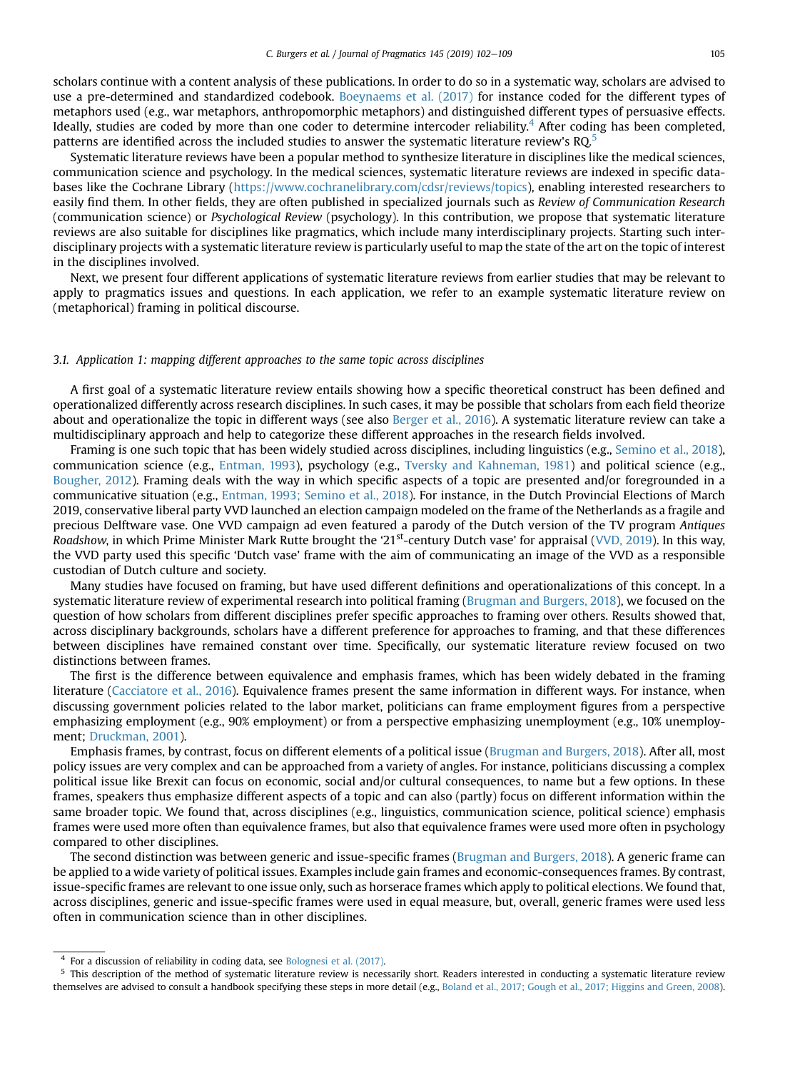scholars continue with a content analysis of these publications. In order to do so in a systematic way, scholars are advised to use a pre-determined and standardized codebook. Boeynaems et al. (2017) for instance coded for the different types of metaphors used (e.g., war metaphors, anthropomorphic metaphors) and distinguished different types of persuasive effects. Ideally, studies are coded by more than one coder to determine intercoder reliability.[4] After coding has been completed, patterns are identified across the included studies to answer the systematic literature review's RQ.[5]

Systematic literature reviews have been a popular method to synthesize literature in disciplines like the medical sciences, communication science and psychology. In the medical sciences, systematic literature reviews are indexed in specific databases like the Cochrane Library (https://www.cochranelibrary.com/cdsr/reviews/topics), enabling interested researchers to easily find them. In other fields, they are often published in specialized journals such as *Review of Communication Research* (communication science) or *Psychological Review* (psychology). In this contribution, we propose that systematic literature reviews are also suitable for disciplines like pragmatics, which include many interdisciplinary projects. Starting such interdisciplinary projects with a systematic literature review is particularly useful to map the state of the art on the topic of interest in the disciplines involved.

Next, we present four different applications of systematic literature reviews from earlier studies that may be relevant to apply to pragmatics issues and questions. In each application, we refer to an example systematic literature review on (metaphorical) framing in political discourse.

### 3.1. Application 1: mapping different approaches to the same topic across disciplines

A first goal of a systematic literature review entails showing how a specific theoretical construct has been defined and operationalized differently across research disciplines. In such cases, it may be possible that scholars from each field theorize about and operationalize the topic in different ways (see also Berger et al., 2016). A systematic literature review can take a multidisciplinary approach and help to categorize these different approaches in the research fields involved.

Framing is one such topic that has been widely studied across disciplines, including linguistics (e.g., Semino et al., 2018), communication science (e.g., Entman, 1993), psychology (e.g., Tversky and Kahneman, 1981) and political science (e.g., Bougher, 2012). Framing deals with the way in which specific aspects of a topic are presented and/or foregrounded in a communicative situation (e.g., Entman, 1993; Semino et al., 2018). For instance, in the Dutch Provincial Elections of March 2019, conservative liberal party VVD launched an election campaign modeled on the frame of the Netherlands as a fragile and precious Delftware vase. One VVD campaign ad even featured a parody of the Dutch version of the TV program *Antiques Roadshow*, in which Prime Minister Mark Rutte brought the '21st-century Dutch vase' for appraisal (VVD, 2019). In this way, the VVD party used this specific 'Dutch vase' frame with the aim of communicating an image of the VVD as a responsible custodian of Dutch culture and society.

Many studies have focused on framing, but have used different definitions and operationalizations of this concept. In a systematic literature review of experimental research into political framing (Brugman and Burgers, 2018), we focused on the question of how scholars from different disciplines prefer specific approaches to framing over others. Results showed that, across disciplinary backgrounds, scholars have a different preference for approaches to framing, and that these differences between disciplines have remained constant over time. Specifically, our systematic literature review focused on two distinctions between frames.

The first is the difference between equivalence and emphasis frames, which has been widely debated in the framing literature (Cacciatore et al., 2016). Equivalence frames present the same information in different ways. For instance, when discussing government policies related to the labor market, politicians can frame employment figures from a perspective emphasizing employment (e.g., 90% employment) or from a perspective emphasizing unemployment (e.g., 10% unemployment; Druckman, 2001).

Emphasis frames, by contrast, focus on different elements of a political issue (Brugman and Burgers, 2018). After all, most policy issues are very complex and can be approached from a variety of angles. For instance, politicians discussing a complex political issue like Brexit can focus on economic, social and/or cultural consequences, to name but a few options. In these frames, speakers thus emphasize different aspects of a topic and can also (partly) focus on different information within the same broader topic. We found that, across disciplines (e.g., linguistics, communication science, political science) emphasis frames were used more often than equivalence frames, but also that equivalence frames were used more often in psychology compared to other disciplines.

The second distinction was between generic and issue-specific frames (Brugman and Burgers, 2018). A generic frame can be applied to a wide variety of political issues. Examples include gain frames and economic-consequences frames. By contrast, issue-specific frames are relevant to one issue only, such as horserace frames which apply to political elections. We found that, across disciplines, generic and issue-specific frames were used in equal measure, but, overall, generic frames were used less often in communication science than in other disciplines.

---

[4] For a discussion of reliability in coding data, see Bolognesi et al. (2017).

[5] This description of the method of systematic literature review is necessarily short. Readers interested in conducting a systematic literature review themselves are advised to consult a handbook specifying these steps in more detail (e.g., Boland et al., 2017; Gough et al., 2017; Higgins and Green, 2008).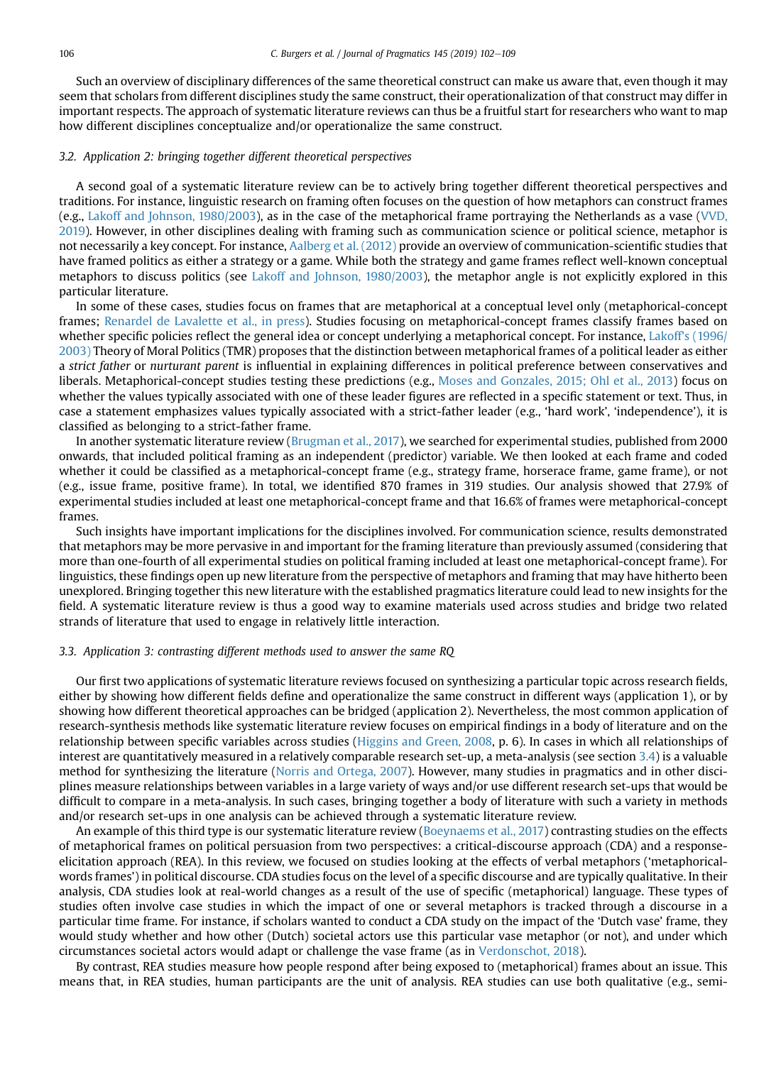Such an overview of disciplinary differences of the same theoretical construct can make us aware that, even though it may seem that scholars from different disciplines study the same construct, their operationalization of that construct may differ in important respects. The approach of systematic literature reviews can thus be a fruitful start for researchers who want to map how different disciplines conceptualize and/or operationalize the same construct.

### 3.2. Application 2: bringing together different theoretical perspectives

A second goal of a systematic literature review can be to actively bring together different theoretical perspectives and traditions. For instance, linguistic research on framing often focuses on the question of how metaphors can construct frames (e.g., Lakoff and Johnson, 1980/2003), as in the case of the metaphorical frame portraying the Netherlands as a vase (VVD, 2019). However, in other disciplines dealing with framing such as communication science or political science, metaphor is not necessarily a key concept. For instance, Aalberg et al. (2012) provide an overview of communication-scientific studies that have framed politics as either a strategy or a game. While both the strategy and game frames reflect well-known conceptual metaphors to discuss politics (see Lakoff and Johnson, 1980/2003), the metaphor angle is not explicitly explored in this particular literature.

In some of these cases, studies focus on frames that are metaphorical at a conceptual level only (metaphorical-concept frames; Renardel de Lavalette et al., in press). Studies focusing on metaphorical-concept frames classify frames based on whether specific policies reflect the general idea or concept underlying a metaphorical concept. For instance, Lakoff's (1996/2003) Theory of Moral Politics (TMR) proposes that the distinction between metaphorical frames of a political leader as either a *strict father* or *nurturant parent* is influential in explaining differences in political preference between conservatives and liberals. Metaphorical-concept studies testing these predictions (e.g., Moses and Gonzales, 2015; Ohl et al., 2013) focus on whether the values typically associated with one of these leader figures are reflected in a specific statement or text. Thus, in case a statement emphasizes values typically associated with a strict-father leader (e.g., 'hard work', 'independence'), it is classified as belonging to a strict-father frame.

In another systematic literature review (Brugman et al., 2017), we searched for experimental studies, published from 2000 onwards, that included political framing as an independent (predictor) variable. We then looked at each frame and coded whether it could be classified as a metaphorical-concept frame (e.g., strategy frame, horserace frame, game frame), or not (e.g., issue frame, positive frame). In total, we identified 870 frames in 319 studies. Our analysis showed that 27.9% of experimental studies included at least one metaphorical-concept frame and that 16.6% of frames were metaphorical-concept frames.

Such insights have important implications for the disciplines involved. For communication science, results demonstrated that metaphors may be more pervasive in and important for the framing literature than previously assumed (considering that more than one-fourth of all experimental studies on political framing included at least one metaphorical-concept frame). For linguistics, these findings open up new literature from the perspective of metaphors and framing that may have hitherto been unexplored. Bringing together this new literature with the established pragmatics literature could lead to new insights for the field. A systematic literature review is thus a good way to examine materials used across studies and bridge two related strands of literature that used to engage in relatively little interaction.

### 3.3. Application 3: contrasting different methods used to answer the same RQ

Our first two applications of systematic literature reviews focused on synthesizing a particular topic across research fields, either by showing how different fields define and operationalize the same construct in different ways (application 1), or by showing how different theoretical approaches can be bridged (application 2). Nevertheless, the most common application of research-synthesis methods like systematic literature review focuses on empirical findings in a body of literature and on the relationship between specific variables across studies (Higgins and Green, 2008, p. 6). In cases in which all relationships of interest are quantitatively measured in a relatively comparable research set-up, a meta-analysis (see section 3.4) is a valuable method for synthesizing the literature (Norris and Ortega, 2007). However, many studies in pragmatics and in other disciplines measure relationships between variables in a large variety of ways and/or use different research set-ups that would be difficult to compare in a meta-analysis. In such cases, bringing together a body of literature with such a variety in methods and/or research set-ups in one analysis can be achieved through a systematic literature review.

An example of this third type is our systematic literature review (Boeynaems et al., 2017) contrasting studies on the effects of metaphorical frames on political persuasion from two perspectives: a critical-discourse approach (CDA) and a response-elicitation approach (REA). In this review, we focused on studies looking at the effects of verbal metaphors ('metaphorical-words frames') in political discourse. CDA studies focus on the level of a specific discourse and are typically qualitative. In their analysis, CDA studies look at real-world changes as a result of the use of specific (metaphorical) language. These types of studies often involve case studies in which the impact of one or several metaphors is tracked through a discourse in a particular time frame. For instance, if scholars wanted to conduct a CDA study on the impact of the 'Dutch vase' frame, they would study whether and how other (Dutch) societal actors use this particular vase metaphor (or not), and under which circumstances societal actors would adapt or challenge the vase frame (as in Verdonschot, 2018).

By contrast, REA studies measure how people respond after being exposed to (metaphorical) frames about an issue. This means that, in REA studies, human participants are the unit of analysis. REA studies can use both qualitative (e.g., semi-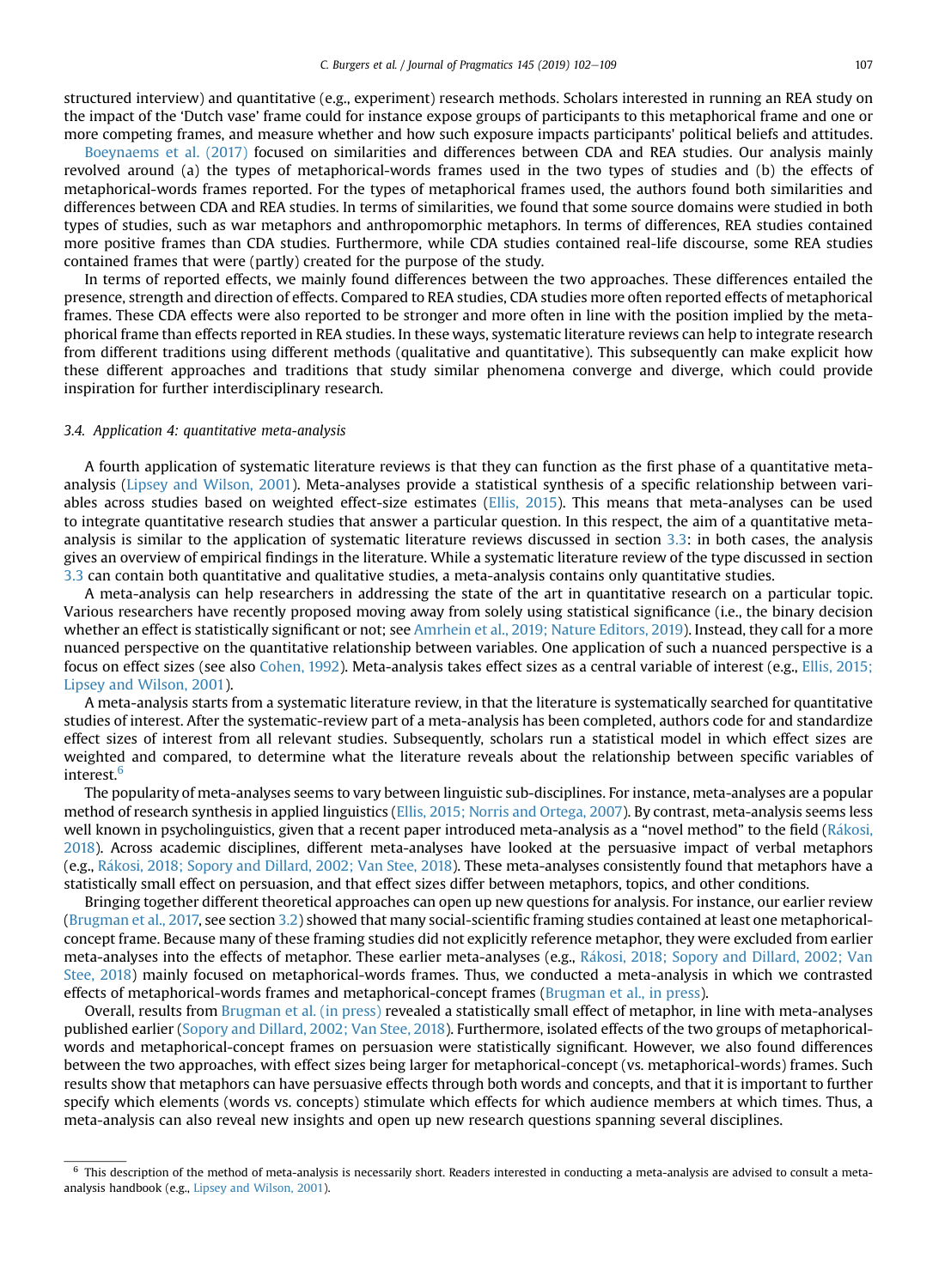structured interview) and quantitative (e.g., experiment) research methods. Scholars interested in running an REA study on the impact of the 'Dutch vase' frame could for instance expose groups of participants to this metaphorical frame and one or more competing frames, and measure whether and how such exposure impacts participants' political beliefs and attitudes.

Boeynaems et al. (2017) focused on similarities and differences between CDA and REA studies. Our analysis mainly revolved around (a) the types of metaphorical-words frames used in the two types of studies and (b) the effects of metaphorical-words frames reported. For the types of metaphorical frames used, the authors found both similarities and differences between CDA and REA studies. In terms of similarities, we found that some source domains were studied in both types of studies, such as war metaphors and anthropomorphic metaphors. In terms of differences, REA studies contained more positive frames than CDA studies. Furthermore, while CDA studies contained real-life discourse, some REA studies contained frames that were (partly) created for the purpose of the study.

In terms of reported effects, we mainly found differences between the two approaches. These differences entailed the presence, strength and direction of effects. Compared to REA studies, CDA studies more often reported effects of metaphorical frames. These CDA effects were also reported to be stronger and more often in line with the position implied by the metaphorical frame than effects reported in REA studies. In these ways, systematic literature reviews can help to integrate research from different traditions using different methods (qualitative and quantitative). This subsequently can make explicit how these different approaches and traditions that study similar phenomena converge and diverge, which could provide inspiration for further interdisciplinary research.

### 3.4. Application 4: quantitative meta-analysis

A fourth application of systematic literature reviews is that they can function as the first phase of a quantitative meta-analysis (Lipsey and Wilson, 2001). Meta-analyses provide a statistical synthesis of a specific relationship between variables across studies based on weighted effect-size estimates (Ellis, 2015). This means that meta-analyses can be used to integrate quantitative research studies that answer a particular question. In this respect, the aim of a quantitative meta-analysis is similar to the application of systematic literature reviews discussed in section 3.3: in both cases, the analysis gives an overview of empirical findings in the literature. While a systematic literature review of the type discussed in section 3.3 can contain both quantitative and qualitative studies, a meta-analysis contains only quantitative studies.

A meta-analysis can help researchers in addressing the state of the art in quantitative research on a particular topic. Various researchers have recently proposed moving away from solely using statistical significance (i.e., the binary decision whether an effect is statistically significant or not; see Amrhein et al., 2019; Nature Editors, 2019). Instead, they call for a more nuanced perspective on the quantitative relationship between variables. One application of such a nuanced perspective is a focus on effect sizes (see also Cohen, 1992). Meta-analysis takes effect sizes as a central variable of interest (e.g., Ellis, 2015; Lipsey and Wilson, 2001).

A meta-analysis starts from a systematic literature review, in that the literature is systematically searched for quantitative studies of interest. After the systematic-review part of a meta-analysis has been completed, authors code for and standardize effect sizes of interest from all relevant studies. Subsequently, scholars run a statistical model in which effect sizes are weighted and compared, to determine what the literature reveals about the relationship between specific variables of interest.[6]

The popularity of meta-analyses seems to vary between linguistic sub-disciplines. For instance, meta-analyses are a popular method of research synthesis in applied linguistics (Ellis, 2015; Norris and Ortega, 2007). By contrast, meta-analysis seems less well known in psycholinguistics, given that a recent paper introduced meta-analysis as a "novel method" to the field (Rákosi, 2018). Across academic disciplines, different meta-analyses have looked at the persuasive impact of verbal metaphors (e.g., Rákosi, 2018; Sopory and Dillard, 2002; Van Stee, 2018). These meta-analyses consistently found that metaphors have a statistically small effect on persuasion, and that effect sizes differ between metaphors, topics, and other conditions.

Bringing together different theoretical approaches can open up new questions for analysis. For instance, our earlier review (Brugman et al., 2017, see section 3.2) showed that many social-scientific framing studies contained at least one metaphorical-concept frame. Because many of these framing studies did not explicitly reference metaphor, they were excluded from earlier meta-analyses into the effects of metaphor. These earlier meta-analyses (e.g., Rákosi, 2018; Sopory and Dillard, 2002; Van Stee, 2018) mainly focused on metaphorical-words frames. Thus, we conducted a meta-analysis in which we contrasted effects of metaphorical-words frames and metaphorical-concept frames (Brugman et al., in press).

Overall, results from Brugman et al. (in press) revealed a statistically small effect of metaphor, in line with meta-analyses published earlier (Sopory and Dillard, 2002; Van Stee, 2018). Furthermore, isolated effects of the two groups of metaphorical-words and metaphorical-concept frames on persuasion were statistically significant. However, we also found differences between the two approaches, with effect sizes being larger for metaphorical-concept (vs. metaphorical-words) frames. Such results show that metaphors can have persuasive effects through both words and concepts, and that it is important to further specify which elements (words vs. concepts) stimulate which effects for which audience members at which times. Thus, a meta-analysis can also reveal new insights and open up new research questions spanning several disciplines.

---

[6] This description of the method of meta-analysis is necessarily short. Readers interested in conducting a meta-analysis are advised to consult a meta-analysis handbook (e.g., Lipsey and Wilson, 2001).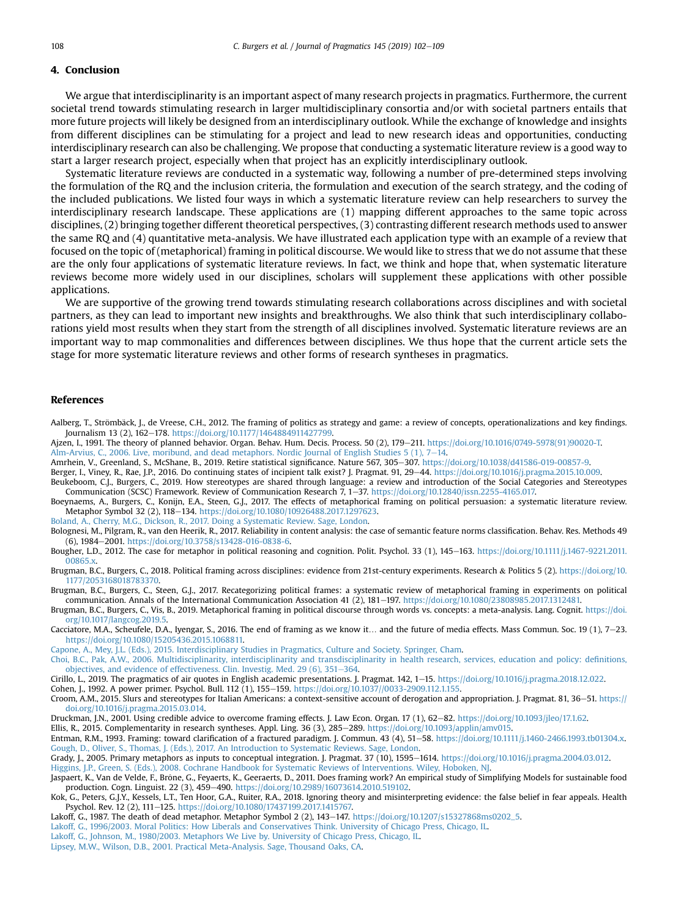## 4. Conclusion

We argue that interdisciplinarity is an important aspect of many research projects in pragmatics. Furthermore, the current societal trend towards stimulating research in larger multidisciplinary consortia and/or with societal partners entails that more future projects will likely be designed from an interdisciplinary outlook. While the exchange of knowledge and insights from different disciplines can be stimulating for a project and lead to new research ideas and opportunities, conducting interdisciplinary research can also be challenging. We propose that conducting a systematic literature review is a good way to start a larger research project, especially when that project has an explicitly interdisciplinary outlook.

Systematic literature reviews are conducted in a systematic way, following a number of pre-determined steps involving the formulation of the RQ and the inclusion criteria, the formulation and execution of the search strategy, and the coding of the included publications. We listed four ways in which a systematic literature review can help researchers to survey the interdisciplinary research landscape. These applications are (1) mapping different approaches to the same topic across disciplines, (2) bringing together different theoretical perspectives, (3) contrasting different research methods used to answer the same RQ and (4) quantitative meta-analysis. We have illustrated each application type with an example of a review that focused on the topic of (metaphorical) framing in political discourse. We would like to stress that we do not assume that these are the only four applications of systematic literature reviews. In fact, we think and hope that, when systematic literature reviews become more widely used in our disciplines, scholars will supplement these applications with other possible applications.

We are supportive of the growing trend towards stimulating research collaborations across disciplines and with societal partners, as they can lead to important new insights and breakthroughs. We also think that such interdisciplinary collaborations yield most results when they start from the strength of all disciplines involved. Systematic literature reviews are an important way to map commonalities and differences between disciplines. We thus hope that the current article sets the stage for more systematic literature reviews and other forms of research syntheses in pragmatics.

## References

Aalberg, T., Strömbäck, J., de Vreese, C.H., 2012. The framing of politics as strategy and game: a review of concepts, operationalizations and key findings. Journalism 13 (2), 162–178. https://doi.org/10.1177/1464884911427799.

Ajzen, I., 1991. The theory of planned behavior. Organ. Behav. Hum. Decis. Process. 50 (2), 179–211. https://doi.org/10.1016/0749-5978(91)90020-T.

Alm-Arvius, C., 2006. Live, moribund, and dead metaphors. Nordic Journal of English Studies 5 (1), 7–14.

Amrhein, V., Greenland, S., McShane, B., 2019. Retire statistical significance. Nature 567, 305–307. https://doi.org/10.1038/d41586-019-00857-9.

Berger, I., Viney, R., Rae, J.P., 2016. Do continuing states of incipient talk exist? J. Pragmat. 91, 29–44. https://doi.org/10.1016/j.pragma.2015.10.009.

Beukeboom, C.J., Burgers, C., 2019. How stereotypes are shared through language: a review and introduction of the Social Categories and Stereotypes Communication (SCSC) Framework. Review of Communication Research 7, 1–37. https://doi.org/10.12840/issn.2255-4165.017.

Boeynaems, A., Burgers, C., Konijn, E.A., Steen, G.J., 2017. The effects of metaphorical framing on political persuasion: a systematic literature review. Metaphor Symbol 32 (2), 118–134. https://doi.org/10.1080/10926488.2017.1297623.

Boland, A., Cherry, M.G., Dickson, R., 2017. Doing a Systematic Review. Sage, London.

Bolognesi, M., Pilgram, R., van den Heerik, R., 2017. Reliability in content analysis: the case of semantic feature norms classification. Behav. Res. Methods 49 (6), 1984–2001. https://doi.org/10.3758/s13428-016-0838-6.

Bougher, L.D., 2012. The case for metaphor in political reasoning and cognition. Polit. Psychol. 33 (1), 145–163. https://doi.org/10.1111/j.1467-9221.2011.00865.x.

Brugman, B.C., Burgers, C., 2018. Political framing across disciplines: evidence from 21st-century experiments. Research & Politics 5 (2). https://doi.org/10.1177/2053168018783370.

Brugman, B.C., Burgers, C., Steen, G.J., 2017. Recategorizing political frames: a systematic review of metaphorical framing in experiments on political communication. Annals of the International Communication Association 41 (2), 181–197. https://doi.org/10.1080/23808985.2017.1312481.

Brugman, B.C., Burgers, C., Vis, B., 2019. Metaphorical framing in political discourse through words vs. concepts: a meta-analysis. Lang. Cognit. https://doi.org/10.1017/langcog.2019.5.

Cacciatore, M.A., Scheufele, D.A., Iyengar, S., 2016. The end of framing as we know it… and the future of media effects. Mass Commun. Soc. 19 (1), 7–23. https://doi.org/10.1080/15205436.2015.1068811.

Capone, A., Mey, J.L. (Eds.), 2015. Interdisciplinary Studies in Pragmatics, Culture and Society. Springer, Cham.

Choi, B.C., Pak, A.W., 2006. Multidisciplinarity, interdisciplinarity and transdisciplinarity in health research, services, education and policy: definitions, objectives, and evidence of effectiveness. Clin. Investig. Med. 29 (6), 351–364.

Cirillo, L., 2019. The pragmatics of air quotes in English academic presentations. J. Pragmat. 142, 1–15. https://doi.org/10.1016/j.pragma.2018.12.022.

Cohen, J., 1992. A power primer. Psychol. Bull. 112 (1), 155–159. https://doi.org/10.1037//0033-2909.112.1.155.

Croom, A.M., 2015. Slurs and stereotypes for Italian Americans: a context-sensitive account of derogation and appropriation. J. Pragmat. 81, 36–51. https://doi.org/10.1016/j.pragma.2015.03.014.

Druckman, J.N., 2001. Using credible advice to overcome framing effects. J. Law Econ. Organ. 17 (1), 62–82. https://doi.org/10.1093/jleo/17.1.62.

Ellis, R., 2015. Complementarity in research syntheses. Appl. Ling. 36 (3), 285–289. https://doi.org/10.1093/applin/amv015.

Entman, R.M., 1993. Framing: toward clarification of a fractured paradigm. J. Commun. 43 (4), 51–58. https://doi.org/10.1111/j.1460-2466.1993.tb01304.x.

Gough, D., Oliver, S., Thomas, J. (Eds.), 2017. An Introduction to Systematic Reviews. Sage, London.

Grady, J., 2005. Primary metaphors as inputs to conceptual integration. J. Pragmat. 37 (10), 1595–1614. https://doi.org/10.1016/j.pragma.2004.03.012.

Higgins, J.P., Green, S. (Eds.), 2008. Cochrane Handbook for Systematic Reviews of Interventions. Wiley, Hoboken, NJ.

Jaspaert, K., Van de Velde, F., Brône, G., Feyaerts, K., Geeraerts, D., 2011. Does framing work? An empirical study of Simplifying Models for sustainable food production. Cogn. Linguist. 22 (3), 459–490. https://doi.org/10.2989/16073614.2010.519102.

Kok, G., Peters, G.J.Y., Kessels, L.T., Ten Hoor, G.A., Ruiter, R.A., 2018. Ignoring theory and misinterpreting evidence: the false belief in fear appeals. Health Psychol. Rev. 12 (2), 111–125. https://doi.org/10.1080/17437199.2017.1415767.

Lakoff, G., 1987. The death of dead metaphor. Metaphor Symbol 2 (2), 143–147. https://doi.org/10.1207/s15327868ms0202_5.

Lakoff, G., 1996/2003. Moral Politics: How Liberals and Conservatives Think. University of Chicago Press, Chicago, IL.

Lakoff, G., Johnson, M., 1980/2003. Metaphors We Live by. University of Chicago Press, Chicago, IL.

Lipsey, M.W., Wilson, D.B., 2001. Practical Meta-Analysis. Sage, Thousand Oaks, CA.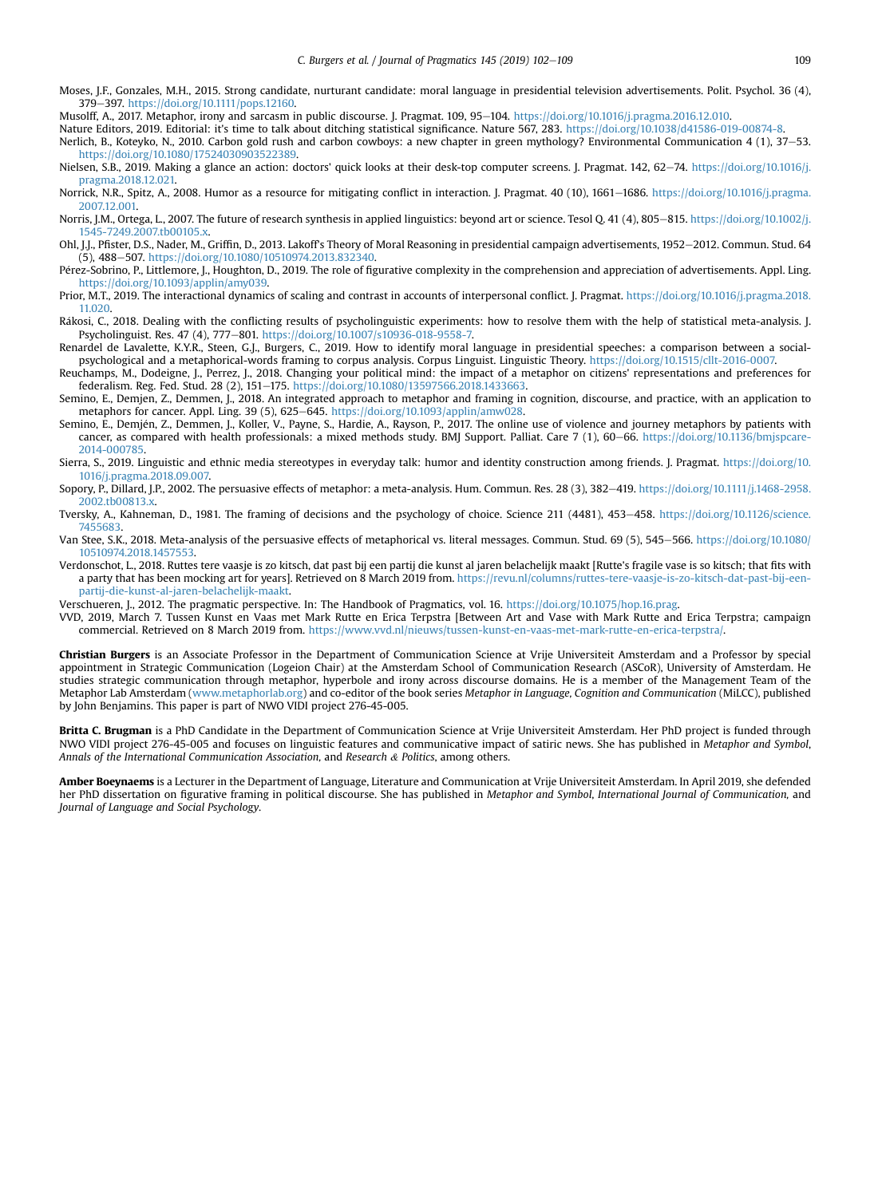Moses, J.F., Gonzales, M.H., 2015. Strong candidate, nurturant candidate: moral language in presidential television advertisements. Polit. Psychol. 36 (4), 379–397. https://doi.org/10.1111/pops.12160.

Musolff, A., 2017. Metaphor, irony and sarcasm in public discourse. J. Pragmat. 109, 95–104. https://doi.org/10.1016/j.pragma.2016.12.010.

Nature Editors, 2019. Editorial: it's time to talk about ditching statistical significance. Nature 567, 283. https://doi.org/10.1038/d41586-019-00874-8.

Nerlich, B., Koteyko, N., 2010. Carbon gold rush and carbon cowboys: a new chapter in green mythology? Environmental Communication 4 (1), 37–53. https://doi.org/10.1080/17524030903522389.

Nielsen, S.B., 2019. Making a glance an action: doctors' quick looks at their desk-top computer screens. J. Pragmat. 142, 62–74. https://doi.org/10.1016/j.pragma.2018.12.021.

Norrick, N.R., Spitz, A., 2008. Humor as a resource for mitigating conflict in interaction. J. Pragmat. 40 (10), 1661–1686. https://doi.org/10.1016/j.pragma.2007.12.001.

Norris, J.M., Ortega, L., 2007. The future of research synthesis in applied linguistics: beyond art or science. Tesol Q. 41 (4), 805–815. https://doi.org/10.1002/j.1545-7249.2007.tb00105.x.

Ohl, J.J., Pfister, D.S., Nader, M., Griffin, D., 2013. Lakoff's Theory of Moral Reasoning in presidential campaign advertisements, 1952–2012. Commun. Stud. 64 (5), 488–507. https://doi.org/10.1080/10510974.2013.832340.

Pérez-Sobrino, P., Littlemore, J., Houghton, D., 2019. The role of figurative complexity in the comprehension and appreciation of advertisements. Appl. Ling. https://doi.org/10.1093/applin/amy039.

Prior, M.T., 2019. The interactional dynamics of scaling and contrast in accounts of interpersonal conflict. J. Pragmat. https://doi.org/10.1016/j.pragma.2018.11.020.

Rákosi, C., 2018. Dealing with the conflicting results of psycholinguistic experiments: how to resolve them with the help of statistical meta-analysis. J. Psycholinguist. Res. 47 (4), 777–801. https://doi.org/10.1007/s10936-018-9558-7.

Renardel de Lavalette, K.Y.R., Steen, G.J., Burgers, C., 2019. How to identify moral language in presidential speeches: a comparison between a social-psychological and a metaphorical-words framing to corpus analysis. Corpus Linguist. Linguistic Theory. https://doi.org/10.1515/cllt-2016-0007.

Reuchamps, M., Dodeigne, J., Perrez, J., 2018. Changing your political mind: the impact of a metaphor on citizens' representations and preferences for federalism. Reg. Fed. Stud. 28 (2), 151–175. https://doi.org/10.1080/13597566.2018.1433663.

Semino, E., Demjen, Z., Demmen, J., 2018. An integrated approach to metaphor and framing in cognition, discourse, and practice, with an application to metaphors for cancer. Appl. Ling. 39 (5), 625–645. https://doi.org/10.1093/applin/amw028.

Semino, E., Demjén, Z., Demmen, J., Koller, V., Payne, S., Hardie, A., Rayson, P., 2017. The online use of violence and journey metaphors by patients with cancer, as compared with health professionals: a mixed methods study. BMJ Support. Palliat. Care 7 (1), 60–66. https://doi.org/10.1136/bmjspcare-2014-000785.

Sierra, S., 2019. Linguistic and ethnic media stereotypes in everyday talk: humor and identity construction among friends. J. Pragmat. https://doi.org/10.1016/j.pragma.2018.09.007.

Sopory, P., Dillard, J.P., 2002. The persuasive effects of metaphor: a meta-analysis. Hum. Commun. Res. 28 (3), 382–419. https://doi.org/10.1111/j.1468-2958.2002.tb00813.x.

Tversky, A., Kahneman, D., 1981. The framing of decisions and the psychology of choice. Science 211 (4481), 453–458. https://doi.org/10.1126/science.7455683.

Van Stee, S.K., 2018. Meta-analysis of the persuasive effects of metaphorical vs. literal messages. Commun. Stud. 69 (5), 545–566. https://doi.org/10.1080/10510974.2018.1457553.

Verdonschot, L., 2018. Ruttes tere vaasje is zo kitsch, dat past bij een partij die kunst al jaren belachelijk maakt [Rutte's fragile vase is so kitsch; that fits with a party that has been mocking art for years]. Retrieved on 8 March 2019 from. https://revu.nl/columns/ruttes-tere-vaasje-is-zo-kitsch-dat-past-bij-een-partij-die-kunst-al-jaren-belachelijk-maakt.

Verschueren, J., 2012. The pragmatic perspective. In: The Handbook of Pragmatics, vol. 16. https://doi.org/10.1075/hop.16.prag.

VVD, 2019, March 7. Tussen Kunst en Vaas met Mark Rutte en Erica Terpstra [Between Art and Vase with Mark Rutte and Erica Terpstra; campaign commercial. Retrieved on 8 March 2019 from. https://www.vvd.nl/nieuws/tussen-kunst-en-vaas-met-mark-rutte-en-erica-terpstra/.

**Christian Burgers** is an Associate Professor in the Department of Communication Science at Vrije Universiteit Amsterdam and a Professor by special appointment in Strategic Communication (Logeion Chair) at the Amsterdam School of Communication Research (ASCoR), University of Amsterdam. He studies strategic communication through metaphor, hyperbole and irony across discourse domains. He is a member of the Management Team of the Metaphor Lab Amsterdam (www.metaphorlab.org) and co-editor of the book series *Metaphor in Language, Cognition and Communication* (MiLCC), published by John Benjamins. This paper is part of NWO VIDI project 276-45-005.

**Britta C. Brugman** is a PhD Candidate in the Department of Communication Science at Vrije Universiteit Amsterdam. Her PhD project is funded through NWO VIDI project 276-45-005 and focuses on linguistic features and communicative impact of satiric news. She has published in *Metaphor and Symbol*, *Annals of the International Communication Association*, and *Research & Politics*, among others.

**Amber Boeynaems** is a Lecturer in the Department of Language, Literature and Communication at Vrije Universiteit Amsterdam. In April 2019, she defended her PhD dissertation on figurative framing in political discourse. She has published in *Metaphor and Symbol*, *International Journal of Communication*, and *Journal of Language and Social Psychology*.